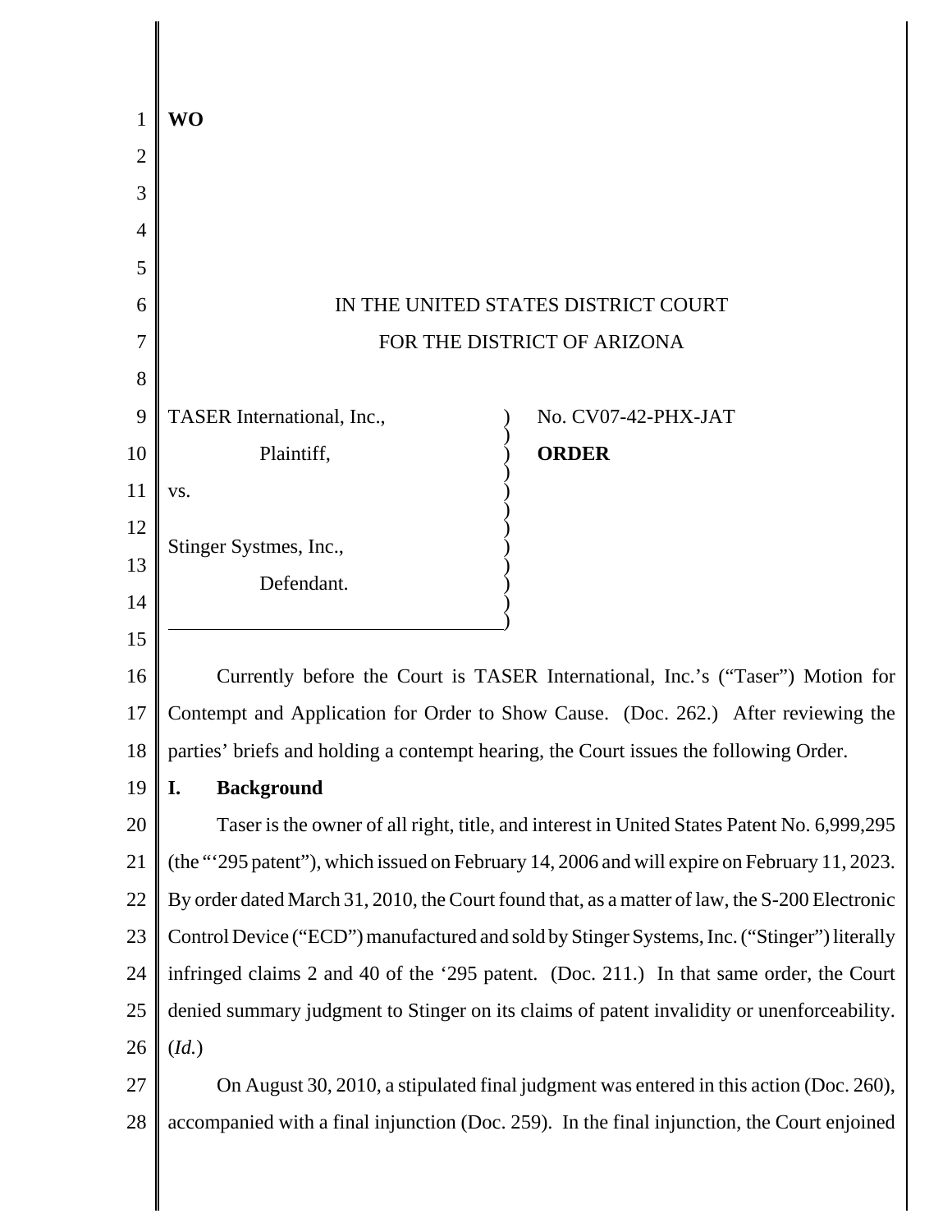**WO**

IN THE UNITED STATES DISTRICT COURT
FOR THE DISTRICT OF ARIZONA

TASER International, Inc.,
Plaintiff,
vs.
Stinger Systmes, Inc.,
Defendant.

No. CV07-42-PHX-JAT

**ORDER**

Currently before the Court is TASER International, Inc.'s ("Taser") Motion for Contempt and Application for Order to Show Cause. (Doc. 262.) After reviewing the parties' briefs and holding a contempt hearing, the Court issues the following Order.

## I. Background

Taser is the owner of all right, title, and interest in United States Patent No. 6,999,295 (the "'295 patent"), which issued on February 14, 2006 and will expire on February 11, 2023. By order dated March 31, 2010, the Court found that, as a matter of law, the S-200 Electronic Control Device ("ECD") manufactured and sold by Stinger Systems, Inc. ("Stinger") literally infringed claims 2 and 40 of the '295 patent. (Doc. 211.) In that same order, the Court denied summary judgment to Stinger on its claims of patent invalidity or unenforceability. (*Id.*)

On August 30, 2010, a stipulated final judgment was entered in this action (Doc. 260), accompanied with a final injunction (Doc. 259). In the final injunction, the Court enjoined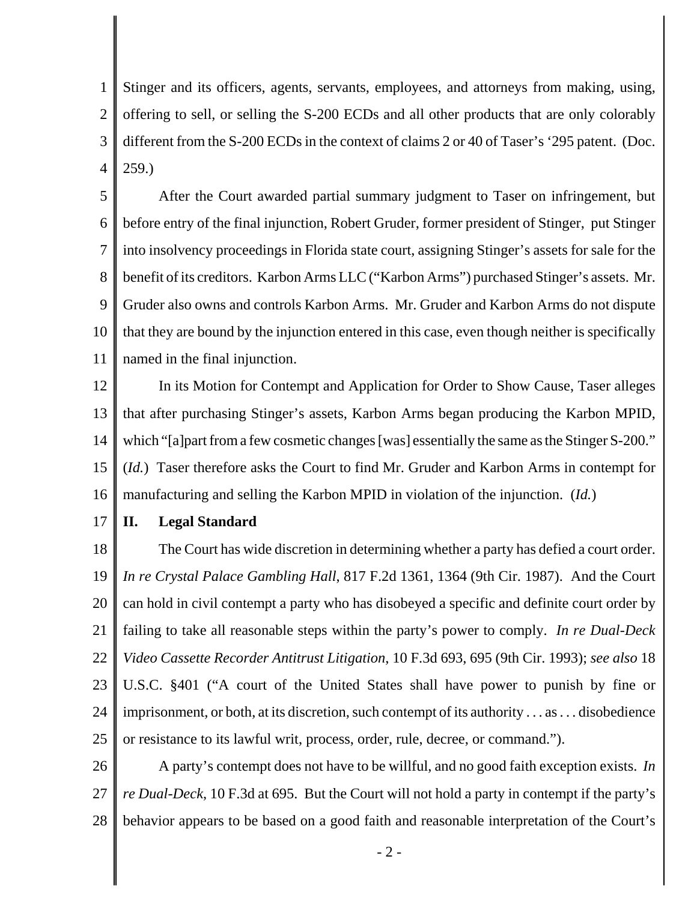Stinger and its officers, agents, servants, employees, and attorneys from making, using, offering to sell, or selling the S-200 ECDs and all other products that are only colorably different from the S-200 ECDs in the context of claims 2 or 40 of Taser's '295 patent. (Doc. 259.)

After the Court awarded partial summary judgment to Taser on infringement, but before entry of the final injunction, Robert Gruder, former president of Stinger, put Stinger into insolvency proceedings in Florida state court, assigning Stinger's assets for sale for the benefit of its creditors. Karbon Arms LLC ("Karbon Arms") purchased Stinger's assets. Mr. Gruder also owns and controls Karbon Arms. Mr. Gruder and Karbon Arms do not dispute that they are bound by the injunction entered in this case, even though neither is specifically named in the final injunction.

In its Motion for Contempt and Application for Order to Show Cause, Taser alleges that after purchasing Stinger's assets, Karbon Arms began producing the Karbon MPID, which "[a]part from a few cosmetic changes [was] essentially the same as the Stinger S-200." (*Id.*) Taser therefore asks the Court to find Mr. Gruder and Karbon Arms in contempt for manufacturing and selling the Karbon MPID in violation of the injunction. (*Id.*)

## II. Legal Standard

The Court has wide discretion in determining whether a party has defied a court order. *In re Crystal Palace Gambling Hall*, 817 F.2d 1361, 1364 (9th Cir. 1987). And the Court can hold in civil contempt a party who has disobeyed a specific and definite court order by failing to take all reasonable steps within the party's power to comply. *In re Dual-Deck Video Cassette Recorder Antitrust Litigation*, 10 F.3d 693, 695 (9th Cir. 1993); *see also* 18 U.S.C. §401 ("A court of the United States shall have power to punish by fine or imprisonment, or both, at its discretion, such contempt of its authority . . . as . . . disobedience or resistance to its lawful writ, process, order, rule, decree, or command.").

A party's contempt does not have to be willful, and no good faith exception exists. *In re Dual-Deck*, 10 F.3d at 695. But the Court will not hold a party in contempt if the party's behavior appears to be based on a good faith and reasonable interpretation of the Court's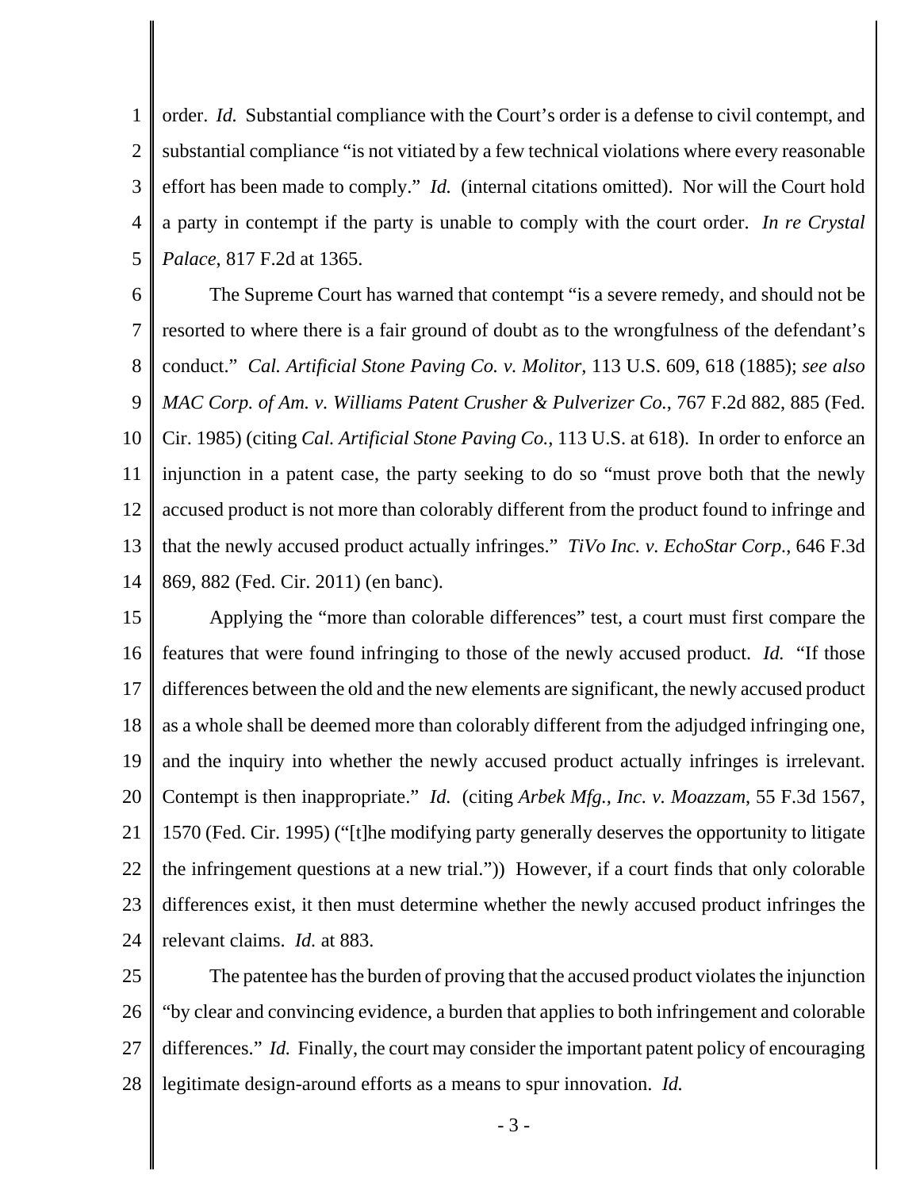order. *Id.* Substantial compliance with the Court's order is a defense to civil contempt, and substantial compliance "is not vitiated by a few technical violations where every reasonable effort has been made to comply." *Id.* (internal citations omitted). Nor will the Court hold a party in contempt if the party is unable to comply with the court order. *In re Crystal Palace*, 817 F.2d at 1365.

The Supreme Court has warned that contempt "is a severe remedy, and should not be resorted to where there is a fair ground of doubt as to the wrongfulness of the defendant's conduct." *Cal. Artificial Stone Paving Co. v. Molitor*, 113 U.S. 609, 618 (1885); *see also MAC Corp. of Am. v. Williams Patent Crusher & Pulverizer Co.*, 767 F.2d 882, 885 (Fed. Cir. 1985) (citing *Cal. Artificial Stone Paving Co.*, 113 U.S. at 618). In order to enforce an injunction in a patent case, the party seeking to do so "must prove both that the newly accused product is not more than colorably different from the product found to infringe and that the newly accused product actually infringes." *TiVo Inc. v. EchoStar Corp.*, 646 F.3d 869, 882 (Fed. Cir. 2011) (en banc).

Applying the "more than colorable differences" test, a court must first compare the features that were found infringing to those of the newly accused product. *Id.* "If those differences between the old and the new elements are significant, the newly accused product as a whole shall be deemed more than colorably different from the adjudged infringing one, and the inquiry into whether the newly accused product actually infringes is irrelevant. Contempt is then inappropriate." *Id.* (citing *Arbek Mfg., Inc. v. Moazzam*, 55 F.3d 1567, 1570 (Fed. Cir. 1995) ("[t]he modifying party generally deserves the opportunity to litigate the infringement questions at a new trial.")) However, if a court finds that only colorable differences exist, it then must determine whether the newly accused product infringes the relevant claims. *Id.* at 883.

The patentee has the burden of proving that the accused product violates the injunction "by clear and convincing evidence, a burden that applies to both infringement and colorable differences." *Id.* Finally, the court may consider the important patent policy of encouraging legitimate design-around efforts as a means to spur innovation. *Id.*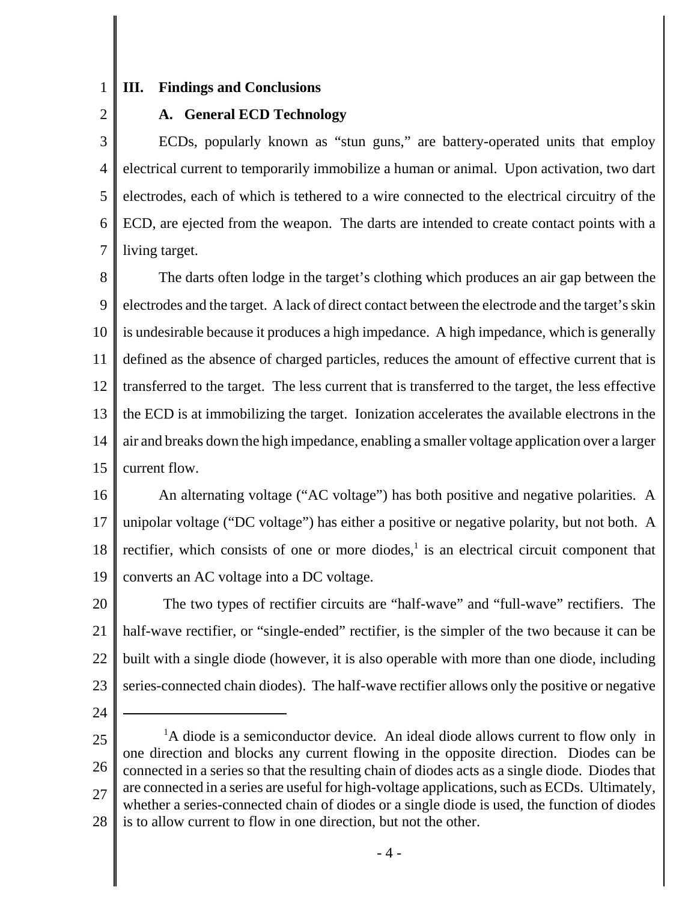## III. Findings and Conclusions

### A. General ECD Technology

ECDs, popularly known as "stun guns," are battery-operated units that employ electrical current to temporarily immobilize a human or animal. Upon activation, two dart electrodes, each of which is tethered to a wire connected to the electrical circuitry of the ECD, are ejected from the weapon. The darts are intended to create contact points with a living target.

The darts often lodge in the target's clothing which produces an air gap between the electrodes and the target. A lack of direct contact between the electrode and the target's skin is undesirable because it produces a high impedance. A high impedance, which is generally defined as the absence of charged particles, reduces the amount of effective current that is transferred to the target. The less current that is transferred to the target, the less effective the ECD is at immobilizing the target. Ionization accelerates the available electrons in the air and breaks down the high impedance, enabling a smaller voltage application over a larger current flow.

An alternating voltage ("AC voltage") has both positive and negative polarities. A unipolar voltage ("DC voltage") has either a positive or negative polarity, but not both. A rectifier, which consists of one or more diodes,[1] is an electrical circuit component that converts an AC voltage into a DC voltage.

The two types of rectifier circuits are "half-wave" and "full-wave" rectifiers. The half-wave rectifier, or "single-ended" rectifier, is the simpler of the two because it can be built with a single diode (however, it is also operable with more than one diode, including series-connected chain diodes). The half-wave rectifier allows only the positive or negative

---

[1] A diode is a semiconductor device. An ideal diode allows current to flow only in one direction and blocks any current flowing in the opposite direction. Diodes can be connected in a series so that the resulting chain of diodes acts as a single diode. Diodes that are connected in a series are useful for high-voltage applications, such as ECDs. Ultimately, whether a series-connected chain of diodes or a single diode is used, the function of diodes is to allow current to flow in one direction, but not the other.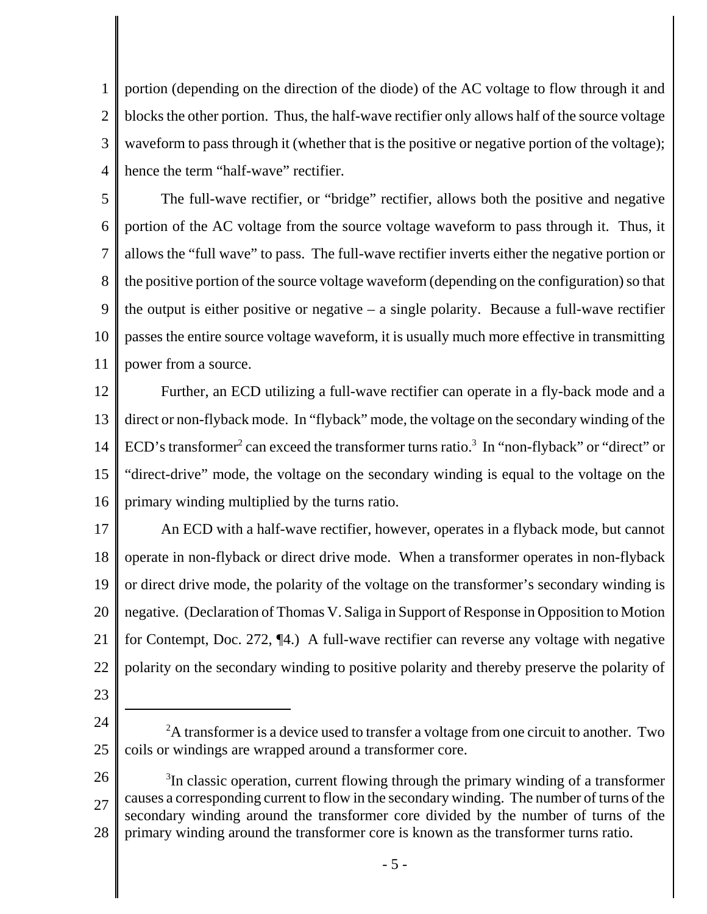portion (depending on the direction of the diode) of the AC voltage to flow through it and blocks the other portion. Thus, the half-wave rectifier only allows half of the source voltage waveform to pass through it (whether that is the positive or negative portion of the voltage); hence the term "half-wave" rectifier.

The full-wave rectifier, or "bridge" rectifier, allows both the positive and negative portion of the AC voltage from the source voltage waveform to pass through it. Thus, it allows the "full wave" to pass. The full-wave rectifier inverts either the negative portion or the positive portion of the source voltage waveform (depending on the configuration) so that the output is either positive or negative – a single polarity. Because a full-wave rectifier passes the entire source voltage waveform, it is usually much more effective in transmitting power from a source.

Further, an ECD utilizing a full-wave rectifier can operate in a fly-back mode and a direct or non-flyback mode. In "flyback" mode, the voltage on the secondary winding of the ECD's transformer[2] can exceed the transformer turns ratio.[3] In "non-flyback" or "direct" or "direct-drive" mode, the voltage on the secondary winding is equal to the voltage on the primary winding multiplied by the turns ratio.

An ECD with a half-wave rectifier, however, operates in a flyback mode, but cannot operate in non-flyback or direct drive mode. When a transformer operates in non-flyback or direct drive mode, the polarity of the voltage on the transformer's secondary winding is negative. (Declaration of Thomas V. Saliga in Support of Response in Opposition to Motion for Contempt, Doc. 272, ¶4.) A full-wave rectifier can reverse any voltage with negative polarity on the secondary winding to positive polarity and thereby preserve the polarity of

---

[2] A transformer is a device used to transfer a voltage from one circuit to another. Two coils or windings are wrapped around a transformer core.

[3] In classic operation, current flowing through the primary winding of a transformer causes a corresponding current to flow in the secondary winding. The number of turns of the secondary winding around the transformer core divided by the number of turns of the primary winding around the transformer core is known as the transformer turns ratio.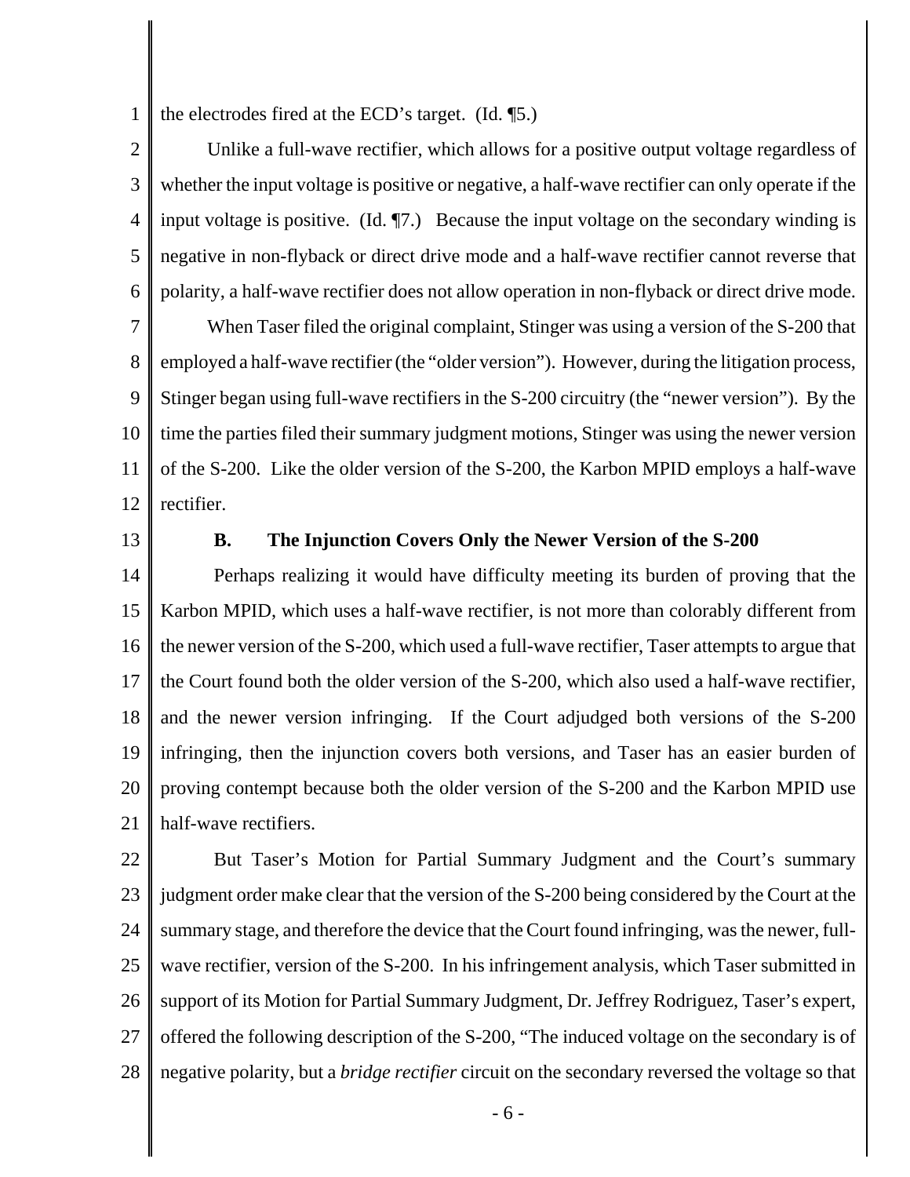the electrodes fired at the ECD's target. (Id. ¶5.)

Unlike a full-wave rectifier, which allows for a positive output voltage regardless of whether the input voltage is positive or negative, a half-wave rectifier can only operate if the input voltage is positive. (Id. ¶7.) Because the input voltage on the secondary winding is negative in non-flyback or direct drive mode and a half-wave rectifier cannot reverse that polarity, a half-wave rectifier does not allow operation in non-flyback or direct drive mode.

When Taser filed the original complaint, Stinger was using a version of the S-200 that employed a half-wave rectifier (the "older version"). However, during the litigation process, Stinger began using full-wave rectifiers in the S-200 circuitry (the "newer version"). By the time the parties filed their summary judgment motions, Stinger was using the newer version of the S-200. Like the older version of the S-200, the Karbon MPID employs a half-wave rectifier.

## B. The Injunction Covers Only the Newer Version of the S-200

Perhaps realizing it would have difficulty meeting its burden of proving that the Karbon MPID, which uses a half-wave rectifier, is not more than colorably different from the newer version of the S-200, which used a full-wave rectifier, Taser attempts to argue that the Court found both the older version of the S-200, which also used a half-wave rectifier, and the newer version infringing. If the Court adjudged both versions of the S-200 infringing, then the injunction covers both versions, and Taser has an easier burden of proving contempt because both the older version of the S-200 and the Karbon MPID use half-wave rectifiers.

But Taser's Motion for Partial Summary Judgment and the Court's summary judgment order make clear that the version of the S-200 being considered by the Court at the summary stage, and therefore the device that the Court found infringing, was the newer, full-wave rectifier, version of the S-200. In his infringement analysis, which Taser submitted in support of its Motion for Partial Summary Judgment, Dr. Jeffrey Rodriguez, Taser's expert, offered the following description of the S-200, "The induced voltage on the secondary is of negative polarity, but a *bridge rectifier* circuit on the secondary reversed the voltage so that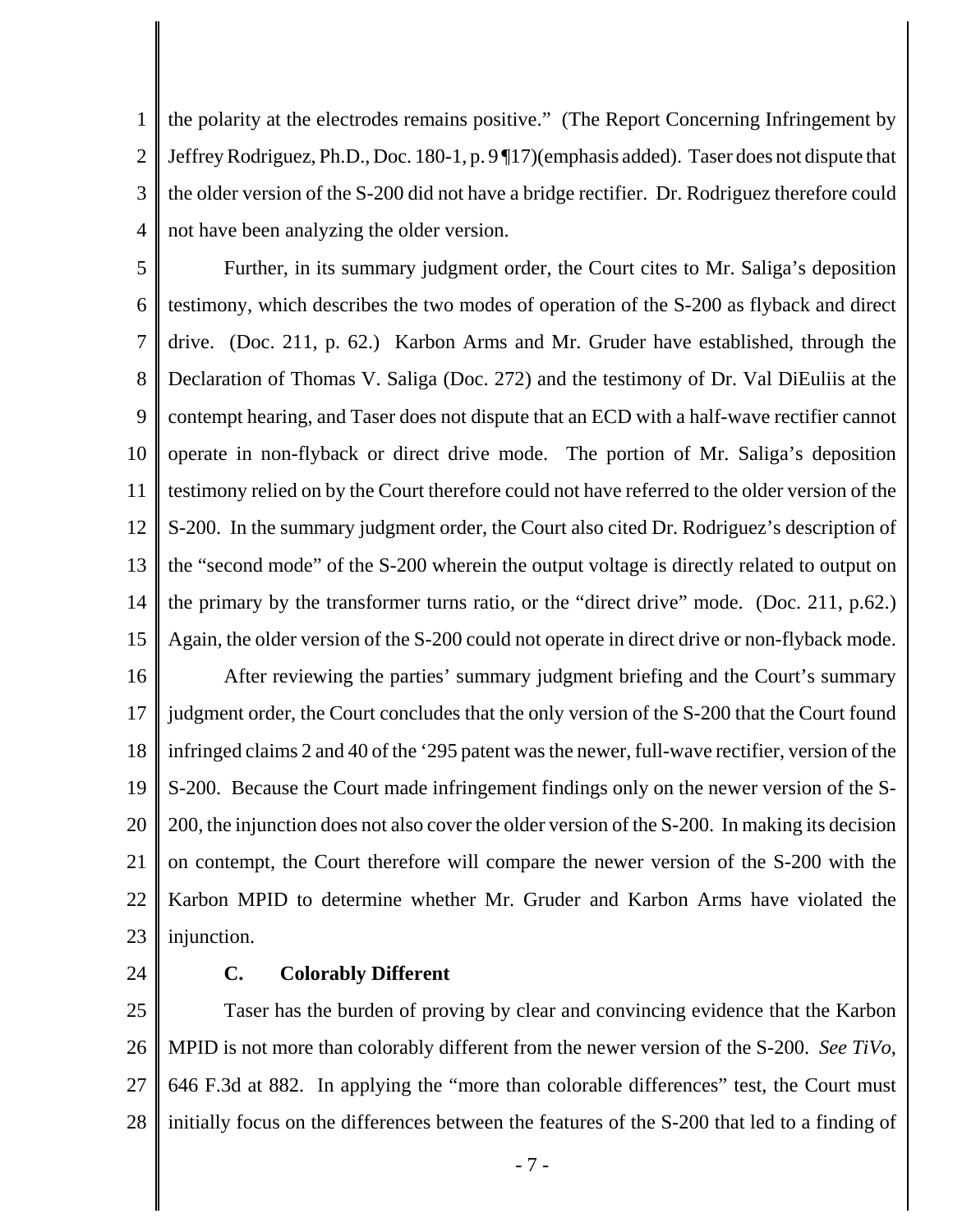the polarity at the electrodes remains positive." (The Report Concerning Infringement by Jeffrey Rodriguez, Ph.D., Doc. 180-1, p. 9 ¶17)(emphasis added). Taser does not dispute that the older version of the S-200 did not have a bridge rectifier. Dr. Rodriguez therefore could not have been analyzing the older version.

Further, in its summary judgment order, the Court cites to Mr. Saliga's deposition testimony, which describes the two modes of operation of the S-200 as flyback and direct drive. (Doc. 211, p. 62.) Karbon Arms and Mr. Gruder have established, through the Declaration of Thomas V. Saliga (Doc. 272) and the testimony of Dr. Val DiEuliis at the contempt hearing, and Taser does not dispute that an ECD with a half-wave rectifier cannot operate in non-flyback or direct drive mode. The portion of Mr. Saliga's deposition testimony relied on by the Court therefore could not have referred to the older version of the S-200. In the summary judgment order, the Court also cited Dr. Rodriguez's description of the "second mode" of the S-200 wherein the output voltage is directly related to output on the primary by the transformer turns ratio, or the "direct drive" mode. (Doc. 211, p.62.) Again, the older version of the S-200 could not operate in direct drive or non-flyback mode.

After reviewing the parties' summary judgment briefing and the Court's summary judgment order, the Court concludes that the only version of the S-200 that the Court found infringed claims 2 and 40 of the '295 patent was the newer, full-wave rectifier, version of the S-200. Because the Court made infringement findings only on the newer version of the S-200, the injunction does not also cover the older version of the S-200. In making its decision on contempt, the Court therefore will compare the newer version of the S-200 with the Karbon MPID to determine whether Mr. Gruder and Karbon Arms have violated the injunction.

### C. Colorably Different

Taser has the burden of proving by clear and convincing evidence that the Karbon MPID is not more than colorably different from the newer version of the S-200. *See TiVo*, 646 F.3d at 882. In applying the "more than colorable differences" test, the Court must initially focus on the differences between the features of the S-200 that led to a finding of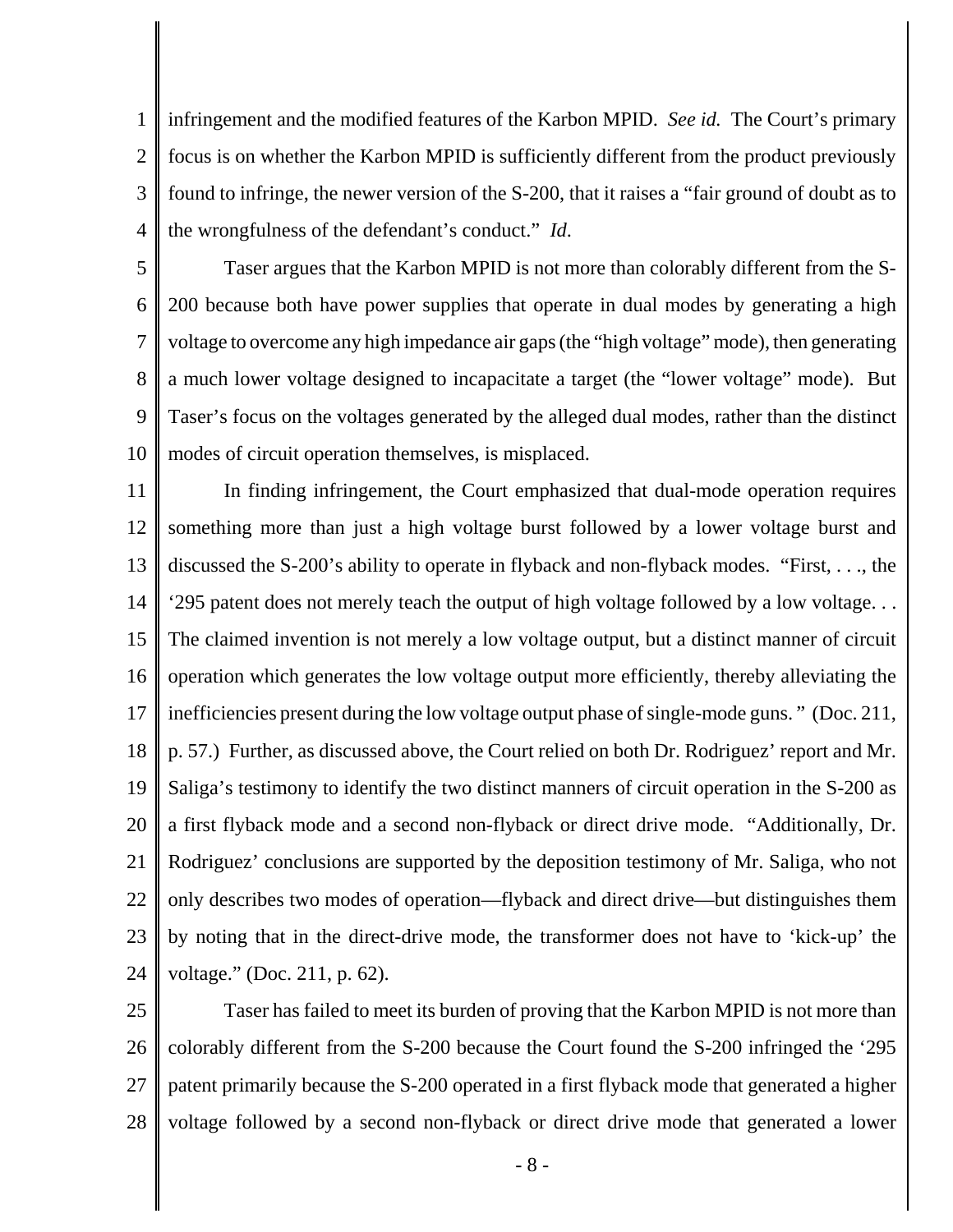infringement and the modified features of the Karbon MPID. *See id.* The Court's primary focus is on whether the Karbon MPID is sufficiently different from the product previously found to infringe, the newer version of the S-200, that it raises a "fair ground of doubt as to the wrongfulness of the defendant's conduct." *Id*.

Taser argues that the Karbon MPID is not more than colorably different from the S-200 because both have power supplies that operate in dual modes by generating a high voltage to overcome any high impedance air gaps (the "high voltage" mode), then generating a much lower voltage designed to incapacitate a target (the "lower voltage" mode). But Taser's focus on the voltages generated by the alleged dual modes, rather than the distinct modes of circuit operation themselves, is misplaced.

In finding infringement, the Court emphasized that dual-mode operation requires something more than just a high voltage burst followed by a lower voltage burst and discussed the S-200's ability to operate in flyback and non-flyback modes. "First, . . ., the '295 patent does not merely teach the output of high voltage followed by a low voltage. . . The claimed invention is not merely a low voltage output, but a distinct manner of circuit operation which generates the low voltage output more efficiently, thereby alleviating the inefficiencies present during the low voltage output phase of single-mode guns. " (Doc. 211, p. 57.) Further, as discussed above, the Court relied on both Dr. Rodriguez' report and Mr. Saliga's testimony to identify the two distinct manners of circuit operation in the S-200 as a first flyback mode and a second non-flyback or direct drive mode. "Additionally, Dr. Rodriguez' conclusions are supported by the deposition testimony of Mr. Saliga, who not only describes two modes of operation—flyback and direct drive—but distinguishes them by noting that in the direct-drive mode, the transformer does not have to 'kick-up' the voltage." (Doc. 211, p. 62).

Taser has failed to meet its burden of proving that the Karbon MPID is not more than colorably different from the S-200 because the Court found the S-200 infringed the '295 patent primarily because the S-200 operated in a first flyback mode that generated a higher voltage followed by a second non-flyback or direct drive mode that generated a lower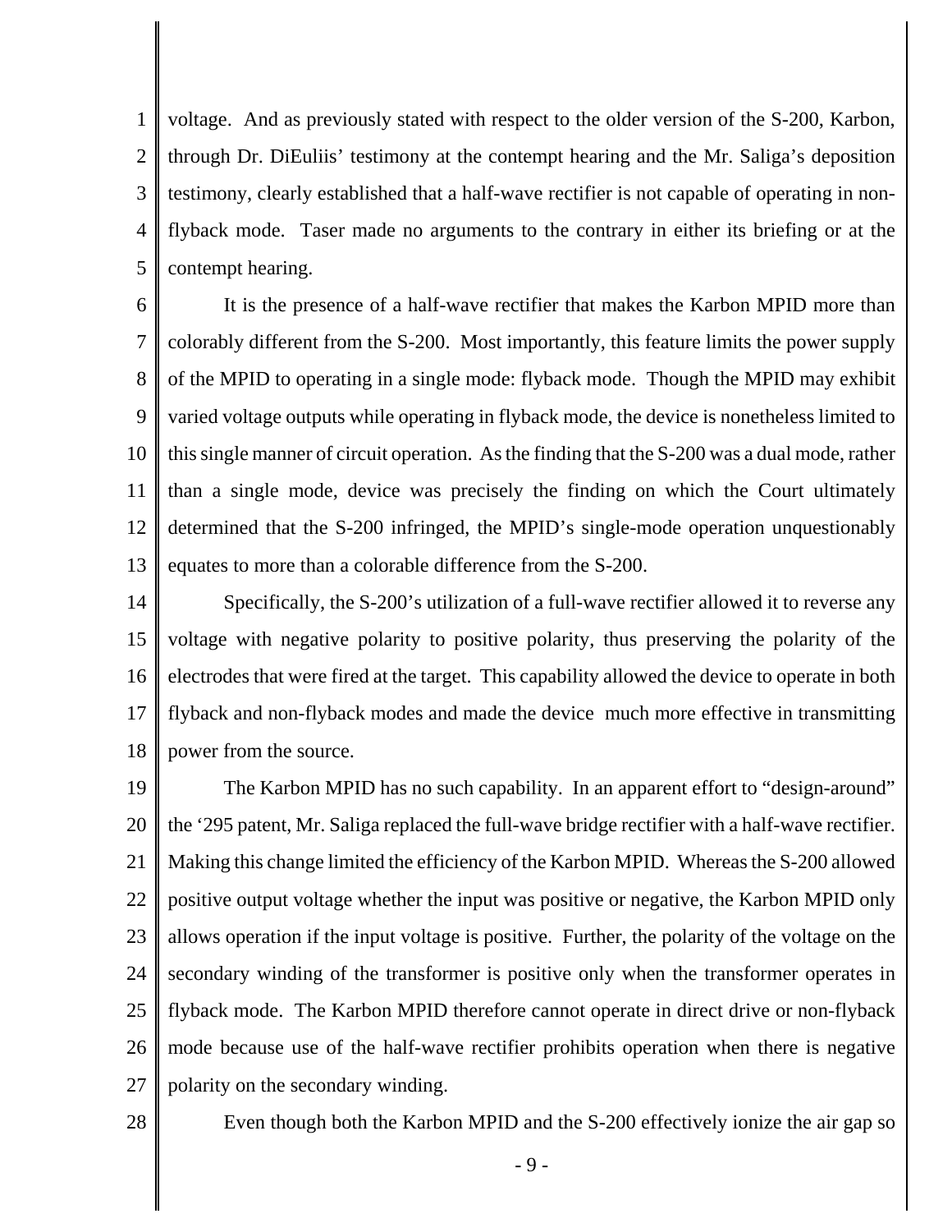voltage. And as previously stated with respect to the older version of the S-200, Karbon, through Dr. DiEuliis' testimony at the contempt hearing and the Mr. Saliga's deposition testimony, clearly established that a half-wave rectifier is not capable of operating in non-flyback mode. Taser made no arguments to the contrary in either its briefing or at the contempt hearing.

It is the presence of a half-wave rectifier that makes the Karbon MPID more than colorably different from the S-200. Most importantly, this feature limits the power supply of the MPID to operating in a single mode: flyback mode. Though the MPID may exhibit varied voltage outputs while operating in flyback mode, the device is nonetheless limited to this single manner of circuit operation. As the finding that the S-200 was a dual mode, rather than a single mode, device was precisely the finding on which the Court ultimately determined that the S-200 infringed, the MPID's single-mode operation unquestionably equates to more than a colorable difference from the S-200.

Specifically, the S-200's utilization of a full-wave rectifier allowed it to reverse any voltage with negative polarity to positive polarity, thus preserving the polarity of the electrodes that were fired at the target. This capability allowed the device to operate in both flyback and non-flyback modes and made the device much more effective in transmitting power from the source.

The Karbon MPID has no such capability. In an apparent effort to "design-around" the '295 patent, Mr. Saliga replaced the full-wave bridge rectifier with a half-wave rectifier. Making this change limited the efficiency of the Karbon MPID. Whereas the S-200 allowed positive output voltage whether the input was positive or negative, the Karbon MPID only allows operation if the input voltage is positive. Further, the polarity of the voltage on the secondary winding of the transformer is positive only when the transformer operates in flyback mode. The Karbon MPID therefore cannot operate in direct drive or non-flyback mode because use of the half-wave rectifier prohibits operation when there is negative polarity on the secondary winding.

Even though both the Karbon MPID and the S-200 effectively ionize the air gap so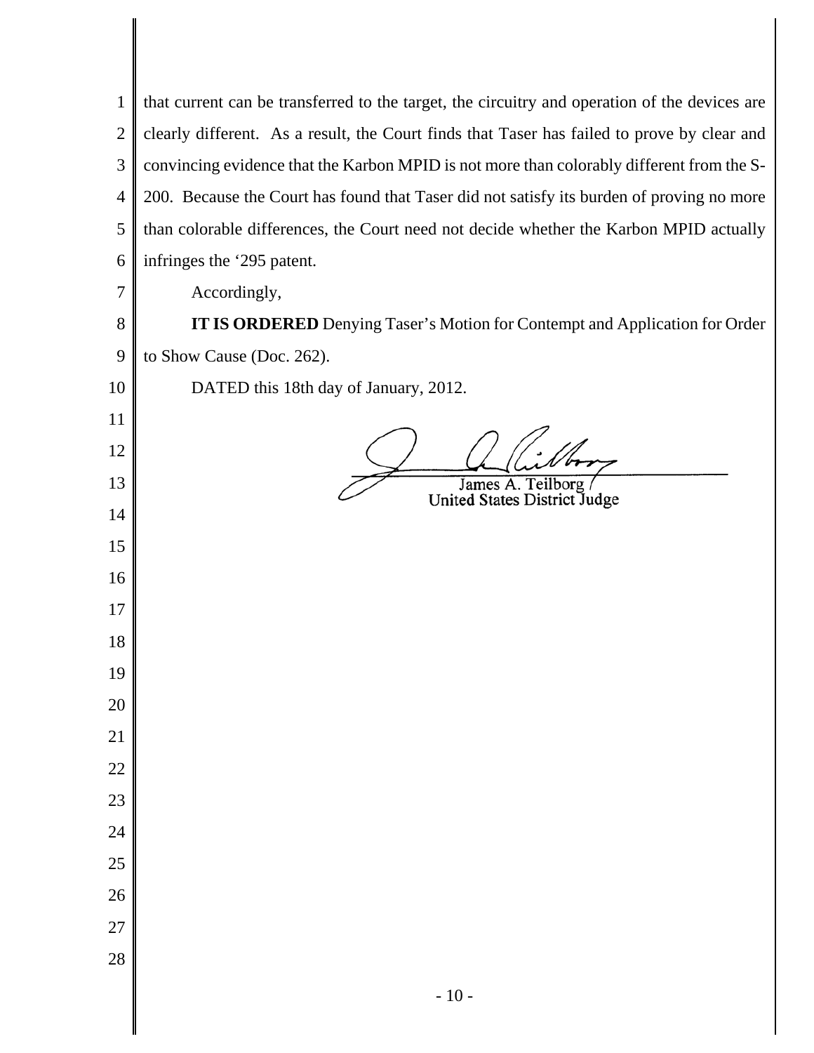that current can be transferred to the target, the circuitry and operation of the devices are clearly different. As a result, the Court finds that Taser has failed to prove by clear and convincing evidence that the Karbon MPID is not more than colorably different from the S-200. Because the Court has found that Taser did not satisfy its burden of proving no more than colorable differences, the Court need not decide whether the Karbon MPID actually infringes the '295 patent.

Accordingly,

**IT IS ORDERED** Denying Taser's Motion for Contempt and Application for Order to Show Cause (Doc. 262).

DATED this 18th day of January, 2012.

James A. Teilborg
United States District Judge